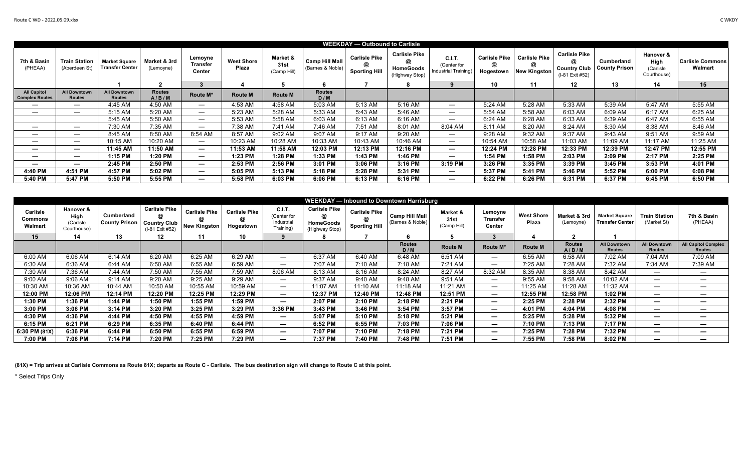## WEEKDAY — Outbound to Carlisle

| 7th & Basin (PHEAA) | Train Station (Aberdeen St) | Market Square Transfer Center | Market & 3rd (Lemoyne) | Lemoyne Transfer Center | West Shore Plaza | Market & 31st (Camp Hill) | Camp Hill Mall (Barnes & Noble) | Carlisle Pike @ Sporting Hill | Carlisle Pike @ HomeGoods (Highway Stop) | C.I.T. (Center for Industrial Training) | Carlisle Pike @ Hogestown | Carlisle Pike @ New Kingston | Carlisle Pike @ Country Club (I-81 Exit #52) | Cumberland County Prison | Hanover & High (Carlisle Courthouse) | Carlisle Commons Walmart |
|---|---|---|---|---|---|---|---|---|---|---|---|---|---|---|---|---|
| | | 1 | 2 | 3 | 4 | 5 | 6 | 7 | 8 | 9 | 10 | 11 | 12 | 13 | 14 | 15 |
| All Capitol Complex Routes | All Downtown Routes | All Downtown Routes | Routes A / B / M | Route M* | Route M | Route M | Routes D / M | | | | | | | | | |
| — | — | 4:45 AM | 4:50 AM | — | 4:53 AM | 4:58 AM | 5:03 AM | 5:13 AM | 5:16 AM | — | 5:24 AM | 5:28 AM | 5:33 AM | 5:39 AM | 5:47 AM | 5:55 AM |
| — | — | 5:15 AM | 5:20 AM | — | 5:23 AM | 5:28 AM | 5:33 AM | 5:43 AM | 5:46 AM | — | 5:54 AM | 5:58 AM | 6:03 AM | 6:09 AM | 6:17 AM | 6:25 AM |
| | | 5:45 AM | 5:50 AM | — | 5:53 AM | 5:58 AM | 6:03 AM | 6:13 AM | 6:16 AM | — | 6:24 AM | 6:28 AM | 6:33 AM | 6:39 AM | 6:47 AM | 6:55 AM |
| — | — | 7:30 AM | 7:35 AM | — | 7:38 AM | 7:41 AM | 7:46 AM | 7:51 AM | 8:01 AM | 8:04 AM | 8:11 AM | 8:20 AM | 8:24 AM | 8:30 AM | 8:38 AM | 8:46 AM |
| — | — | 8:45 AM | 8:50 AM | 8:54 AM | 8:57 AM | 9:02 AM | 9:07 AM | 9:17 AM | 9:20 AM | — | 9:28 AM | 9:32 AM | 9:37 AM | 9:43 AM | 9:51 AM | 9:59 AM |
| — | — | 10:15 AM | 10:20 AM | — | 10:23 AM | 10:28 AM | 10:33 AM | 10:43 AM | 10:46 AM | — | 10:54 AM | 10:58 AM | 11:03 AM | 11:09 AM | 11:17 AM | 11:25 AM |
| — | — | **11:45 AM** | **11:50 AM** | — | **11:53 AM** | **11:58 AM** | **12:03 PM** | **12:13 PM** | **12:16 PM** | — | **12:24 PM** | **12:28 PM** | **12:33 PM** | **12:39 PM** | **12:47 PM** | **12:55 PM** |
| — | — | **1:15 PM** | **1:20 PM** | — | **1:23 PM** | **1:28 PM** | **1:33 PM** | **1:43 PM** | **1:46 PM** | — | **1:54 PM** | **1:58 PM** | **2:03 PM** | **2:09 PM** | **2:17 PM** | **2:25 PM** |
| — | — | **2:45 PM** | **2:50 PM** | — | **2:53 PM** | **2:56 PM** | **3:01 PM** | **3:06 PM** | **3:16 PM** | **3:19 PM** | **3:26 PM** | **3:35 PM** | **3:39 PM** | **3:45 PM** | **3:53 PM** | **4:01 PM** |
| **4:40 PM** | **4:51 PM** | **4:57 PM** | **5:02 PM** | — | **5:05 PM** | **5:13 PM** | **5:18 PM** | **5:28 PM** | **5:31 PM** | — | **5:37 PM** | **5:41 PM** | **5:46 PM** | **5:52 PM** | **6:00 PM** | **6:08 PM** |
| **5:40 PM** | **5:47 PM** | **5:50 PM** | **5:55 PM** | — | **5:58 PM** | **6:03 PM** | **6:06 PM** | **6:13 PM** | **6:16 PM** | — | **6:22 PM** | **6:26 PM** | **6:31 PM** | **6:37 PM** | **6:45 PM** | **6:50 PM** |

## WEEKDAY — Inbound to Downtown Harrisburg

| Carlisle Commons Walmart | Hanover & High (Carlisle Courthouse) | Cumberland County Prison | Carlisle Pike @ Country Club (I-81 Exit #52) | Carlisle Pike @ New Kingston | Carlisle Pike @ Hogestown | C.I.T. (Center for Industrial Training) | Carlisle Pike @ HomeGoods (Highway Stop) | Carlisle Pike @ Sporting Hill | Camp Hill Mall (Barnes & Noble) | Market & 31st (Camp Hill) | Lemoyne Transfer Center | West Shore Plaza | Market & 3rd (Lemoyne) | Market Square Transfer Center | Train Station (Market St) | 7th & Basin (PHEAA) |
|---|---|---|---|---|---|---|---|---|---|---|---|---|---|---|---|---|
| 15 | 14 | 13 | 12 | 11 | 10 | 9 | 8 | 7 | 6 | 5 | 3 | 4 | 2 | 1 | | |
| | | | | | | | | | Routes D / M | Route M | Route M* | Route M | Routes A / B / M | All Downtown Routes | All Downtown Routes | All Capitol Complex Routes |
| 6:00 AM | 6:06 AM | 6:14 AM | 6:20 AM | 6:25 AM | 6:29 AM | — | 6:37 AM | 6:40 AM | 6:48 AM | 6:51 AM | — | 6:55 AM | 6:58 AM | 7:02 AM | 7:04 AM | 7:09 AM |
| 6:30 AM | 6:36 AM | 6:44 AM | 6:50 AM | 6:55 AM | 6:59 AM | — | 7:07 AM | 7:10 AM | 7:18 AM | 7:21 AM | — | 7:25 AM | 7:28 AM | 7:32 AM | 7:34 AM | 7:39 AM |
| 7:30 AM | 7:36 AM | 7:44 AM | 7:50 AM | 7:55 AM | 7:59 AM | 8:06 AM | 8:13 AM | 8:16 AM | 8:24 AM | 8:27 AM | 8:32 AM | 8:35 AM | 8:38 AM | 8:42 AM | — | — |
| 9:00 AM | 9:06 AM | 9:14 AM | 9:20 AM | 9:25 AM | 9:29 AM | — | 9:37 AM | 9:40 AM | 9:48 AM | 9:51 AM | — | 9:55 AM | 9:58 AM | 10:02 AM | — | — |
| 10:30 AM | 10:36 AM | 10:44 AM | 10:50 AM | 10:55 AM | 10:59 AM | — | 11:07 AM | 11:10 AM | 11:18 AM | 11:21 AM | — | 11:25 AM | 11:28 AM | 11:32 AM | — | — |
| **12:00 PM** | **12:06 PM** | **12:14 PM** | **12:20 PM** | **12:25 PM** | **12:29 PM** | — | **12:37 PM** | **12:40 PM** | **12:48 PM** | **12:51 PM** | — | **12:55 PM** | **12:58 PM** | **1:02 PM** | — | — |
| **1:30 PM** | **1:36 PM** | **1:44 PM** | **1:50 PM** | **1:55 PM** | **1:59 PM** | — | **2:07 PM** | **2:10 PM** | **2:18 PM** | **2:21 PM** | — | **2:25 PM** | **2:28 PM** | **2:32 PM** | — | — |
| **3:00 PM** | **3:06 PM** | **3:14 PM** | **3:20 PM** | **3:25 PM** | **3:29 PM** | **3:36 PM** | **3:43 PM** | **3:46 PM** | **3:54 PM** | **3:57 PM** | — | **4:01 PM** | **4:04 PM** | **4:08 PM** | — | — |
| **4:30 PM** | **4:36 PM** | **4:44 PM** | **4:50 PM** | **4:55 PM** | **4:59 PM** | — | **5:07 PM** | **5:10 PM** | **5:18 PM** | **5:21 PM** | — | **5:25 PM** | **5:28 PM** | **5:32 PM** | — | — |
| **6:15 PM** | **6:21 PM** | **6:29 PM** | **6:35 PM** | **6:40 PM** | **6:44 PM** | — | **6:52 PM** | **6:55 PM** | **7:03 PM** | **7:06 PM** | — | **7:10 PM** | **7:13 PM** | **7:17 PM** | — | — |
| **6:30 PM (81X)** | **6:36 PM** | **6:44 PM** | **6:50 PM** | **6:55 PM** | **6:59 PM** | — | **7:07 PM** | **7:10 PM** | **7:18 PM** | **7:21 PM** | — | **7:25 PM** | **7:28 PM** | **7:32 PM** | — | — |
| **7:00 PM** | **7:06 PM** | **7:14 PM** | **7:20 PM** | **7:25 PM** | **7:29 PM** | — | **7:37 PM** | **7:40 PM** | **7:48 PM** | **7:51 PM** | — | **7:55 PM** | **7:58 PM** | **8:02 PM** | — | — |

**(81X) = Trip arrives at Carlisle Commons as Route 81X; departs as Route C - Carlisle. The bus destination sign will change to Route C at this point.**

\* Select Trips Only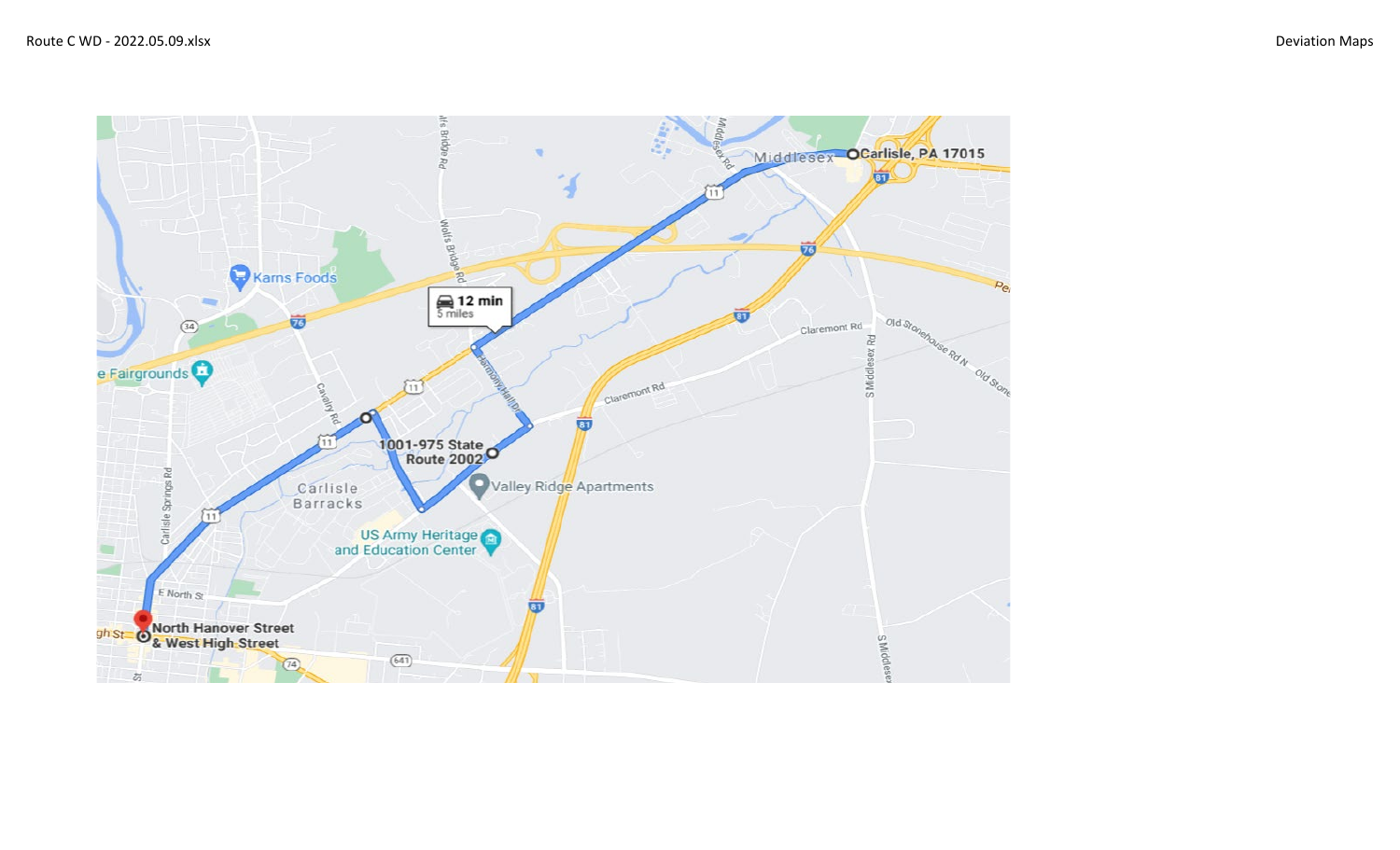Carlisle, PA 17015

Middlesex

12 min
5 miles

Karns Foods

Fairgrounds

Wolfs Bridge Rd

Harmony Hall Dr

1001-975 State Route 2002

Valley Ridge Apartments

Carlisle Barracks

US Army Heritage and Education Center

Claremont Rd

Old Stonehouse Rd N

S Middlesex Rd

Cavalry Rd

Carlisle Springs Rd

E North St

North Hanover Street & West High Street